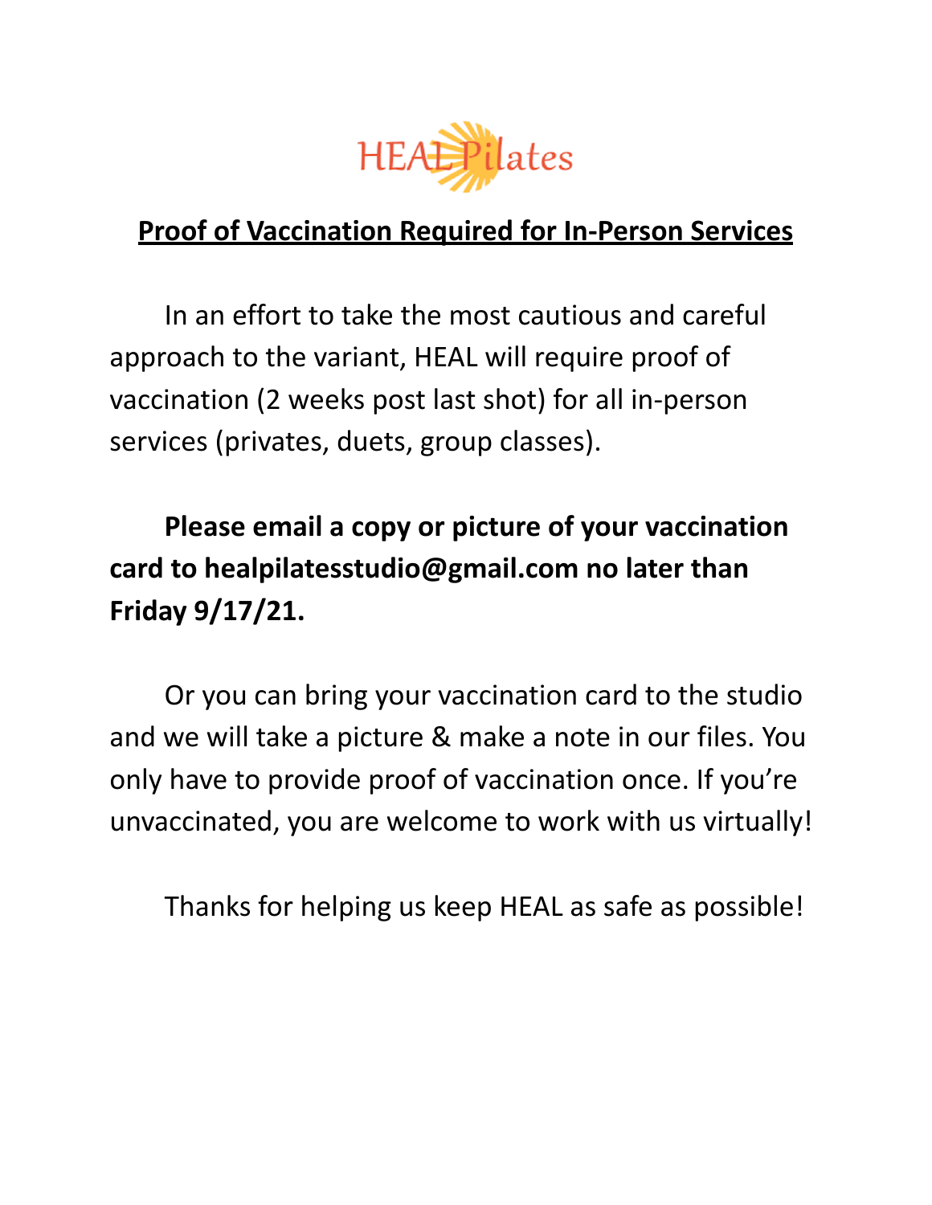HEAL Pilates

## Proof of Vaccination Required for In-Person Services

In an effort to take the most cautious and careful approach to the variant, HEAL will require proof of vaccination (2 weeks post last shot) for all in-person services (privates, duets, group classes).

**Please email a copy or picture of your vaccination card to healpilatesstudio@gmail.com no later than Friday 9/17/21.**

Or you can bring your vaccination card to the studio and we will take a picture & make a note in our files. You only have to provide proof of vaccination once. If you're unvaccinated, you are welcome to work with us virtually!

Thanks for helping us keep HEAL as safe as possible!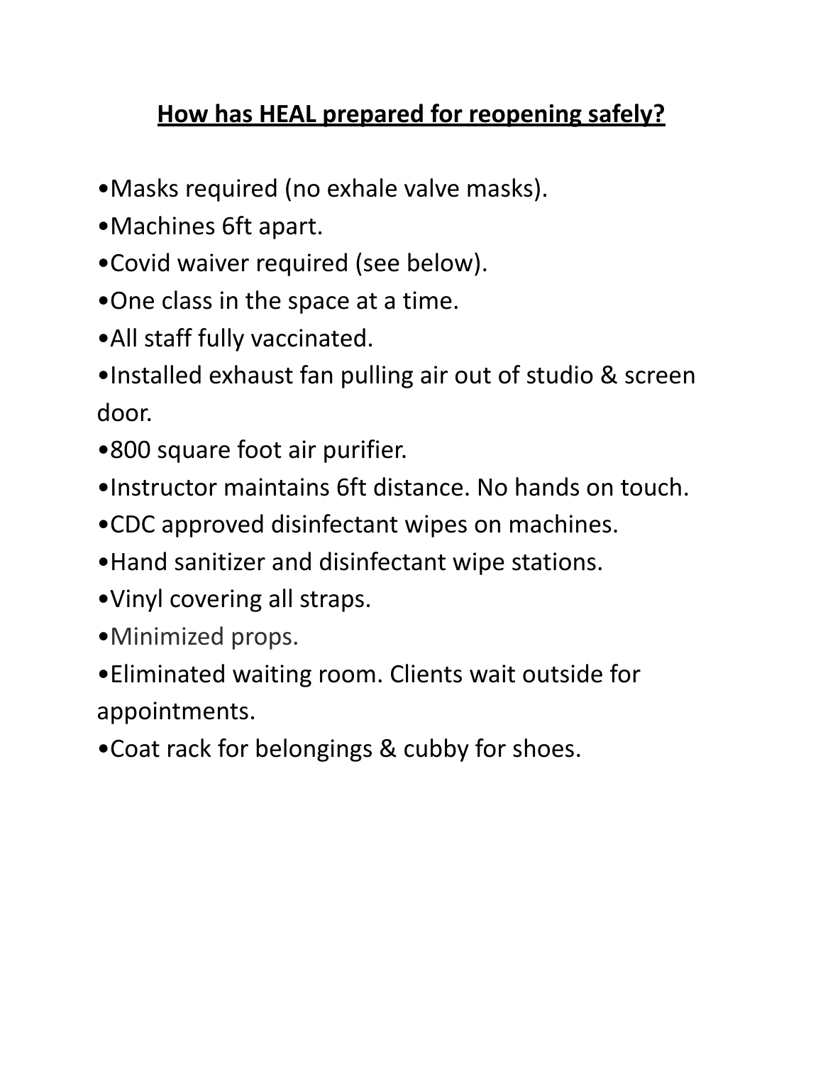# How has HEAL prepared for reopening safely?

- Masks required (no exhale valve masks).
- Machines 6ft apart.
- Covid waiver required (see below).
- One class in the space at a time.
- All staff fully vaccinated.
- Installed exhaust fan pulling air out of studio & screen door.
- 800 square foot air purifier.
- Instructor maintains 6ft distance. No hands on touch.
- CDC approved disinfectant wipes on machines.
- Hand sanitizer and disinfectant wipe stations.
- Vinyl covering all straps.
- Minimized props.
- Eliminated waiting room. Clients wait outside for appointments.
- Coat rack for belongings & cubby for shoes.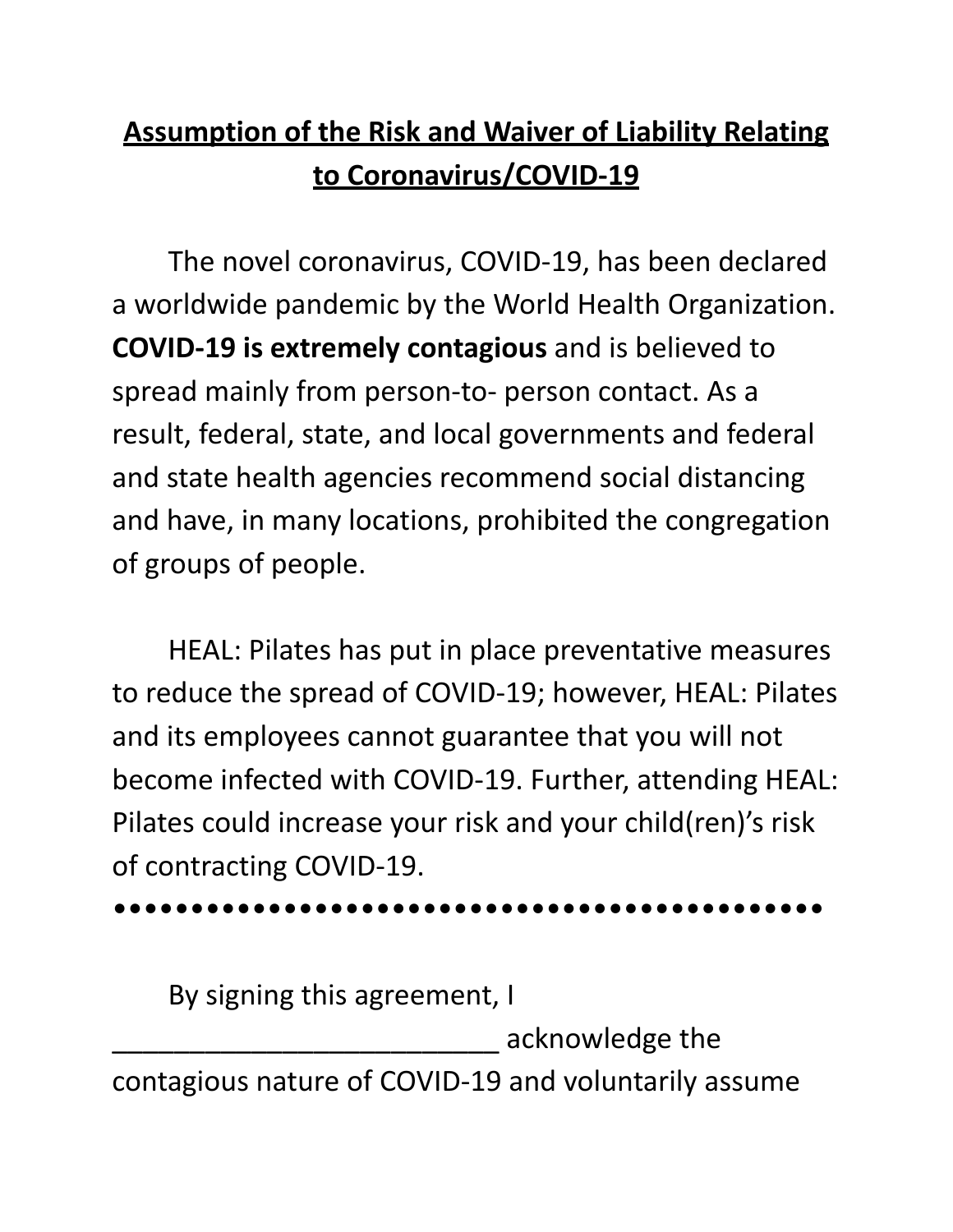**<u>Assumption of the Risk and Waiver of Liability Relating to Coronavirus/COVID-19</u>**

The novel coronavirus, COVID-19, has been declared a worldwide pandemic by the World Health Organization. **COVID-19 is extremely contagious** and is believed to spread mainly from person-to- person contact. As a result, federal, state, and local governments and federal and state health agencies recommend social distancing and have, in many locations, prohibited the congregation of groups of people.

HEAL: Pilates has put in place preventative measures to reduce the spread of COVID-19; however, HEAL: Pilates and its employees cannot guarantee that you will not become infected with COVID-19. Further, attending HEAL: Pilates could increase your risk and your child(ren)'s risk of contracting COVID-19.

●●●●●●●●●●●●●●●●●●●●●●●●●●●●●●●●●●●●●●●●●●●●

By signing this agreement, I _________________________ acknowledge the contagious nature of COVID-19 and voluntarily assume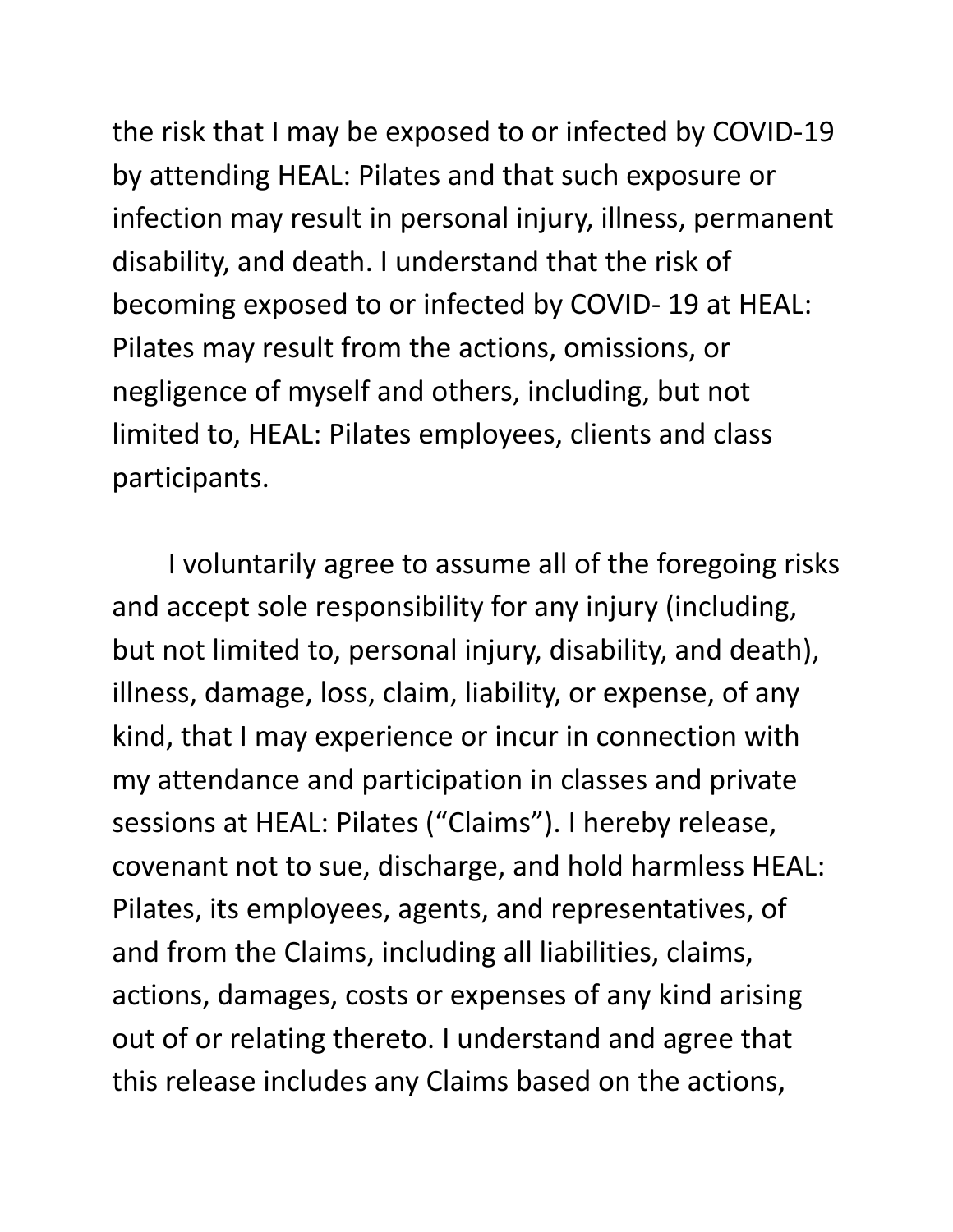the risk that I may be exposed to or infected by COVID-19 by attending HEAL: Pilates and that such exposure or infection may result in personal injury, illness, permanent disability, and death. I understand that the risk of becoming exposed to or infected by COVID- 19 at HEAL: Pilates may result from the actions, omissions, or negligence of myself and others, including, but not limited to, HEAL: Pilates employees, clients and class participants.

I voluntarily agree to assume all of the foregoing risks and accept sole responsibility for any injury (including, but not limited to, personal injury, disability, and death), illness, damage, loss, claim, liability, or expense, of any kind, that I may experience or incur in connection with my attendance and participation in classes and private sessions at HEAL: Pilates ("Claims"). I hereby release, covenant not to sue, discharge, and hold harmless HEAL: Pilates, its employees, agents, and representatives, of and from the Claims, including all liabilities, claims, actions, damages, costs or expenses of any kind arising out of or relating thereto. I understand and agree that this release includes any Claims based on the actions,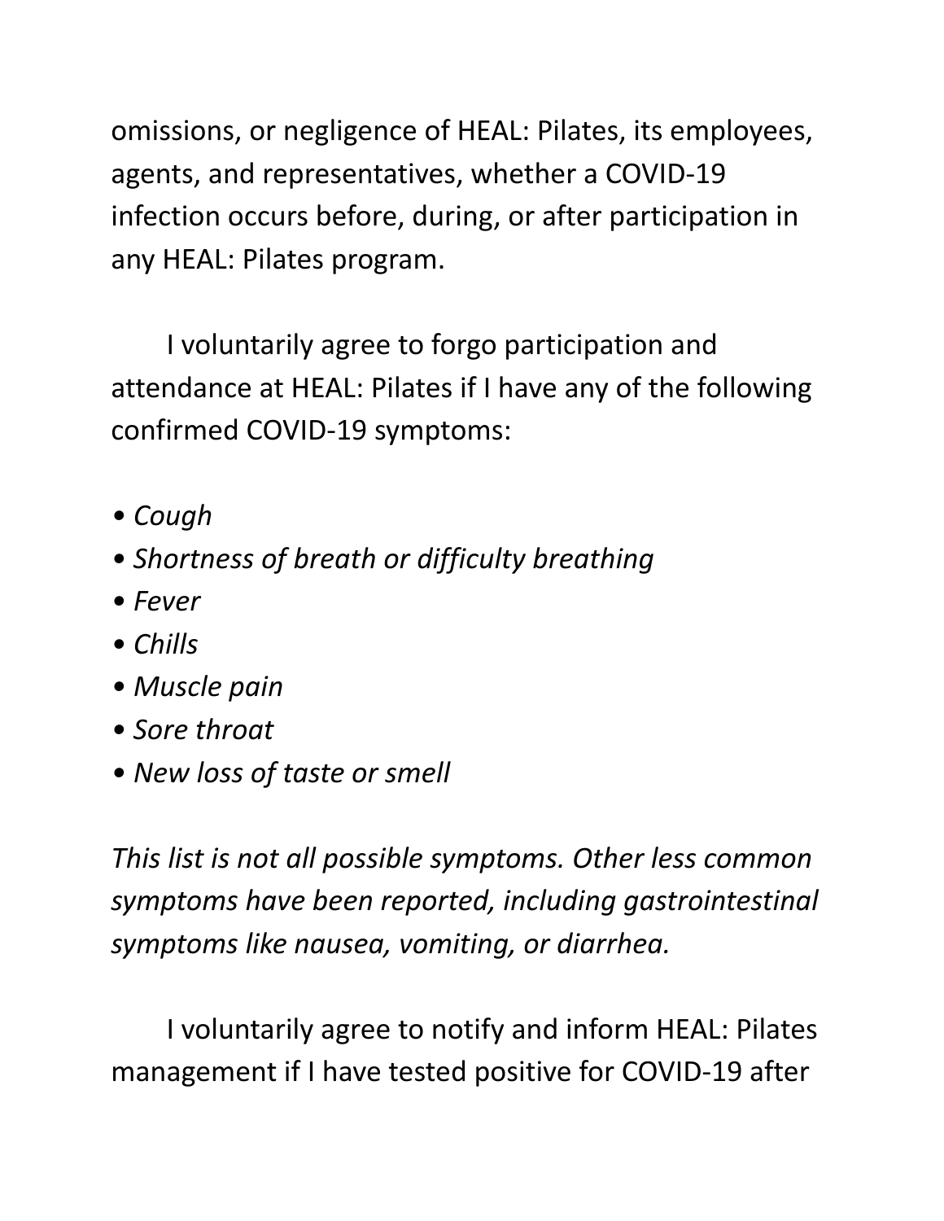omissions, or negligence of HEAL: Pilates, its employees, agents, and representatives, whether a COVID-19 infection occurs before, during, or after participation in any HEAL: Pilates program.

I voluntarily agree to forgo participation and attendance at HEAL: Pilates if I have any of the following confirmed COVID-19 symptoms:

- *Cough*
- *Shortness of breath or difficulty breathing*
- *Fever*
- *Chills*
- *Muscle pain*
- *Sore throat*
- *New loss of taste or smell*

*This list is not all possible symptoms. Other less common symptoms have been reported, including gastrointestinal symptoms like nausea, vomiting, or diarrhea.*

I voluntarily agree to notify and inform HEAL: Pilates management if I have tested positive for COVID-19 after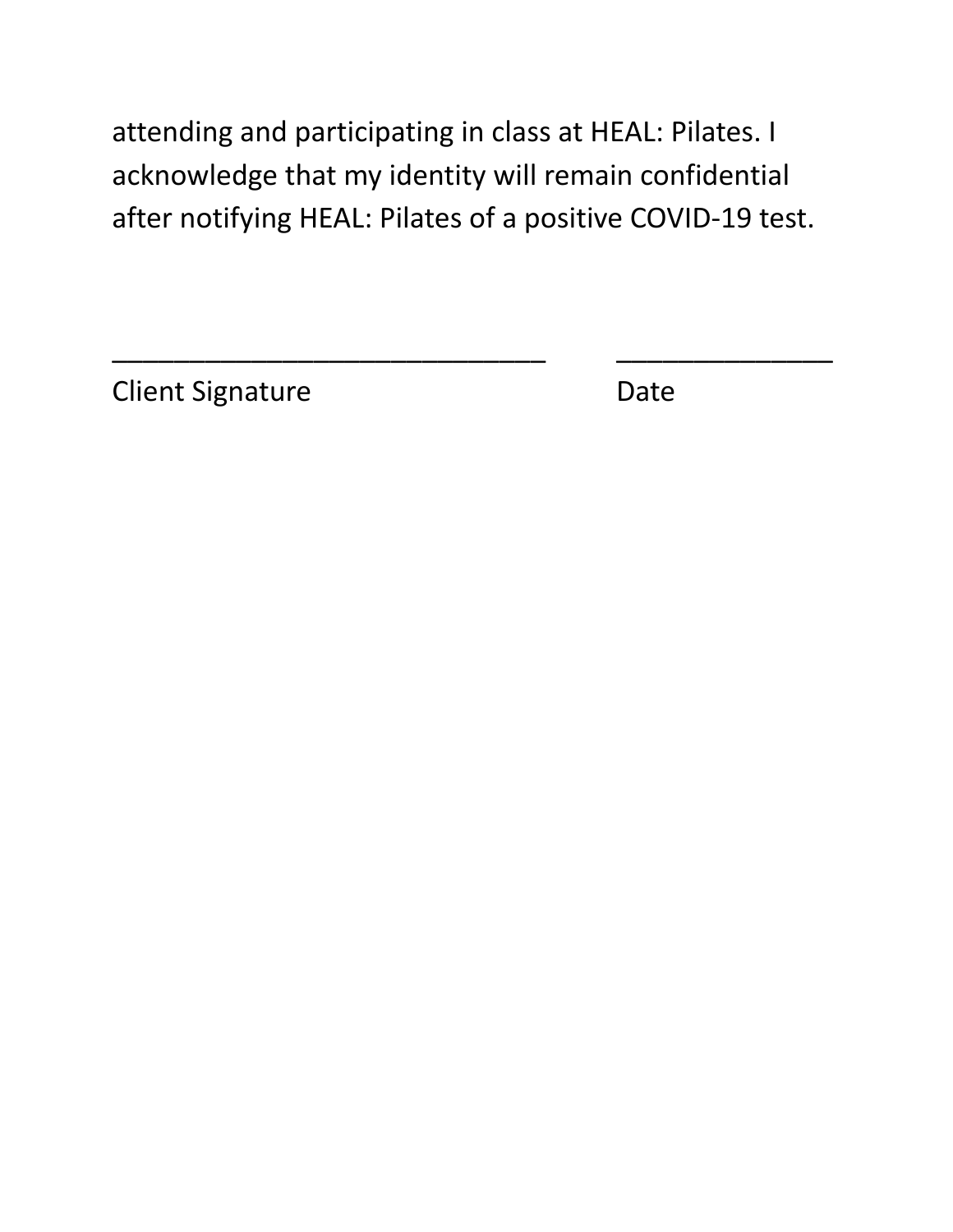attending and participating in class at HEAL: Pilates. I acknowledge that my identity will remain confidential after notifying HEAL: Pilates of a positive COVID-19 test.

\_\_\_\_\_\_\_\_\_\_\_\_\_\_\_\_\_\_\_\_\_\_\_\_\_\_\_\_\_\_ \_\_\_\_\_\_\_\_\_\_\_\_\_\_\_

Client Signature Date